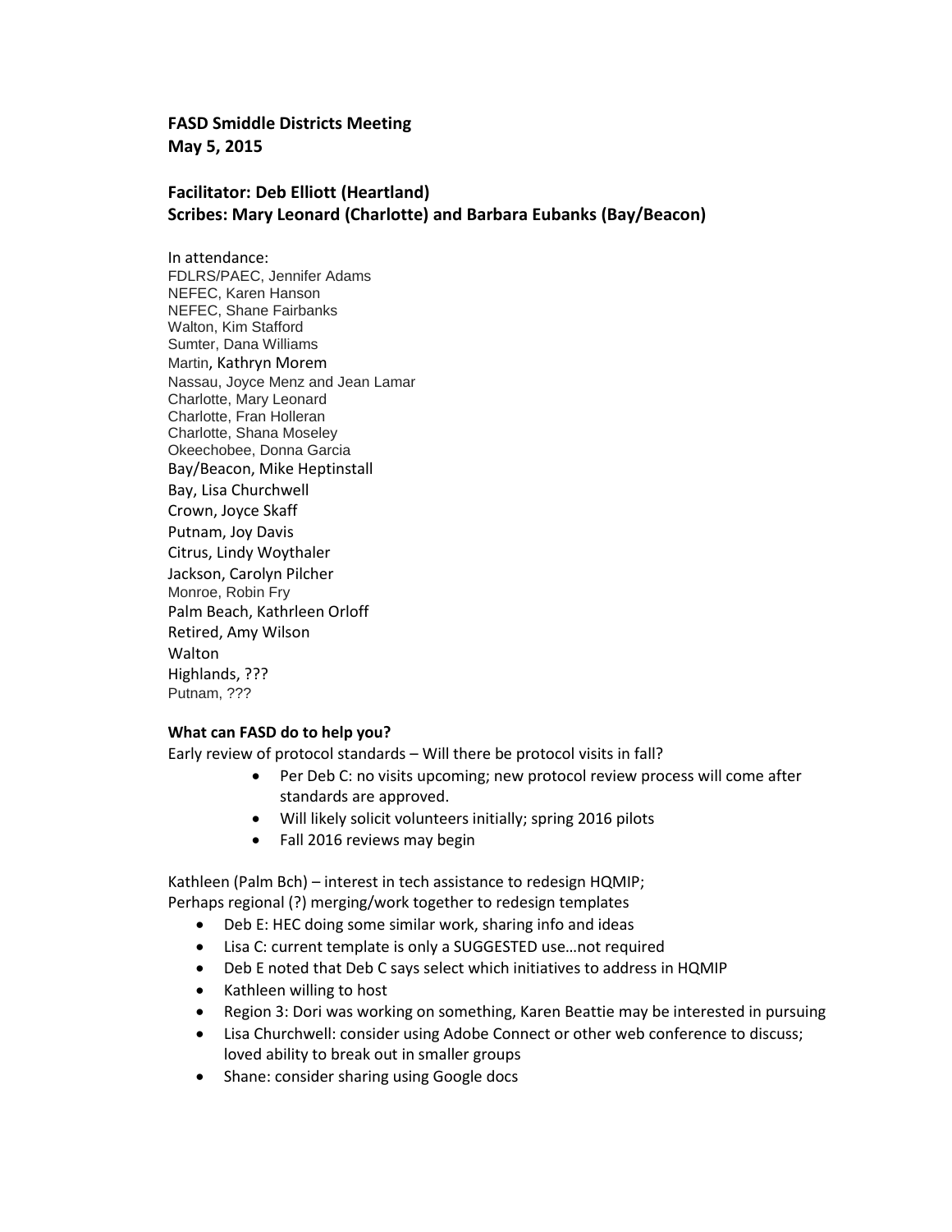**FASD Smiddle Districts Meeting**
**May 5, 2015**

**Facilitator: Deb Elliott (Heartland)**
**Scribes: Mary Leonard (Charlotte) and Barbara Eubanks (Bay/Beacon)**

In attendance:
FDLRS/PAEC, Jennifer Adams
NEFEC, Karen Hanson
NEFEC, Shane Fairbanks
Walton, Kim Stafford
Sumter, Dana Williams
Martin, Kathryn Morem
Nassau, Joyce Menz and Jean Lamar
Charlotte, Mary Leonard
Charlotte, Fran Holleran
Charlotte, Shana Moseley
Okeechobee, Donna Garcia
Bay/Beacon, Mike Heptinstall
Bay, Lisa Churchwell
Crown, Joyce Skaff
Putnam, Joy Davis
Citrus, Lindy Woythaler
Jackson, Carolyn Pilcher
Monroe, Robin Fry
Palm Beach, Kathrleen Orloff
Retired, Amy Wilson
Walton
Highlands, ???
Putnam, ???

**What can FASD do to help you?**

Early review of protocol standards – Will there be protocol visits in fall?

- Per Deb C: no visits upcoming; new protocol review process will come after standards are approved.
- Will likely solicit volunteers initially; spring 2016 pilots
- Fall 2016 reviews may begin

Kathleen (Palm Bch) – interest in tech assistance to redesign HQMIP;
Perhaps regional (?) merging/work together to redesign templates

- Deb E: HEC doing some similar work, sharing info and ideas
- Lisa C: current template is only a SUGGESTED use…not required
- Deb E noted that Deb C says select which initiatives to address in HQMIP
- Kathleen willing to host
- Region 3: Dori was working on something, Karen Beattie may be interested in pursuing
- Lisa Churchwell: consider using Adobe Connect or other web conference to discuss; loved ability to break out in smaller groups
- Shane: consider sharing using Google docs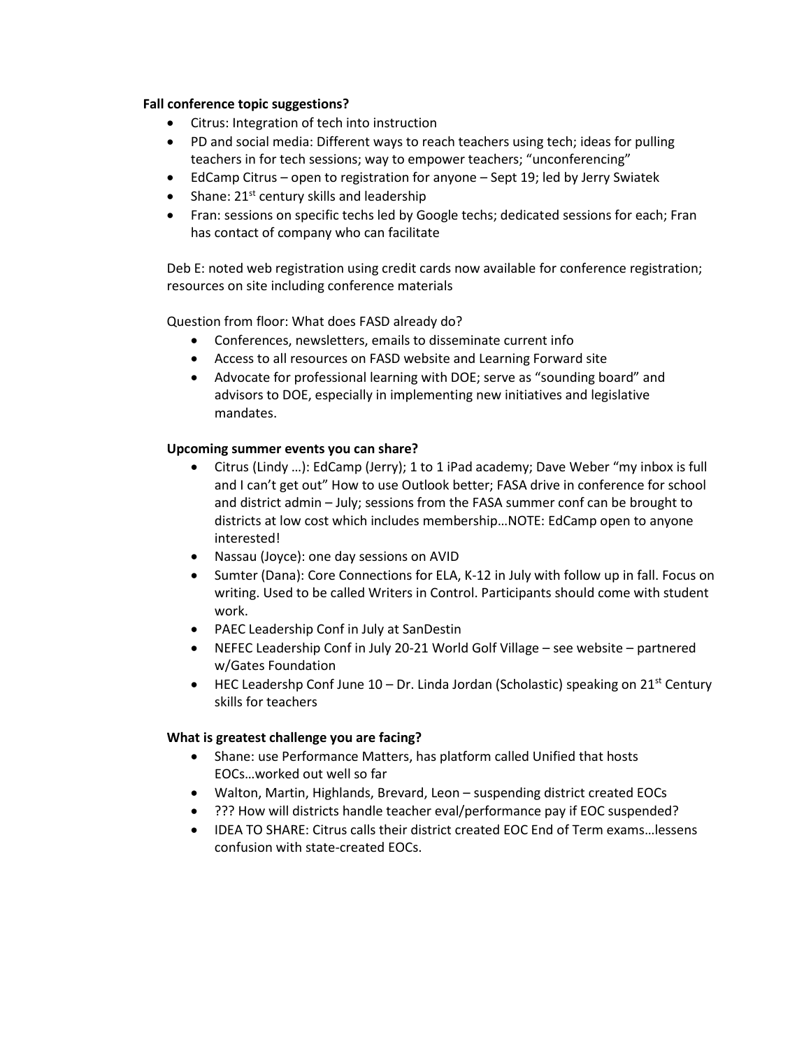**Fall conference topic suggestions?**

- Citrus: Integration of tech into instruction
- PD and social media: Different ways to reach teachers using tech; ideas for pulling teachers in for tech sessions; way to empower teachers; "unconferencing"
- EdCamp Citrus – open to registration for anyone – Sept 19; led by Jerry Swiatek
- Shane: 21st century skills and leadership
- Fran: sessions on specific techs led by Google techs; dedicated sessions for each; Fran has contact of company who can facilitate

Deb E: noted web registration using credit cards now available for conference registration; resources on site including conference materials

Question from floor: What does FASD already do?

- Conferences, newsletters, emails to disseminate current info
- Access to all resources on FASD website and Learning Forward site
- Advocate for professional learning with DOE; serve as "sounding board" and advisors to DOE, especially in implementing new initiatives and legislative mandates.

**Upcoming summer events you can share?**

- Citrus (Lindy …): EdCamp (Jerry); 1 to 1 iPad academy; Dave Weber "my inbox is full and I can't get out" How to use Outlook better; FASA drive in conference for school and district admin – July; sessions from the FASA summer conf can be brought to districts at low cost which includes membership…NOTE: EdCamp open to anyone interested!
- Nassau (Joyce): one day sessions on AVID
- Sumter (Dana): Core Connections for ELA, K-12 in July with follow up in fall. Focus on writing. Used to be called Writers in Control. Participants should come with student work.
- PAEC Leadership Conf in July at SanDestin
- NEFEC Leadership Conf in July 20-21 World Golf Village – see website – partnered w/Gates Foundation
- HEC Leadershp Conf June 10 – Dr. Linda Jordan (Scholastic) speaking on 21st Century skills for teachers

**What is greatest challenge you are facing?**

- Shane: use Performance Matters, has platform called Unified that hosts EOCs…worked out well so far
- Walton, Martin, Highlands, Brevard, Leon – suspending district created EOCs
- ??? How will districts handle teacher eval/performance pay if EOC suspended?
- IDEA TO SHARE: Citrus calls their district created EOC End of Term exams…lessens confusion with state-created EOCs.